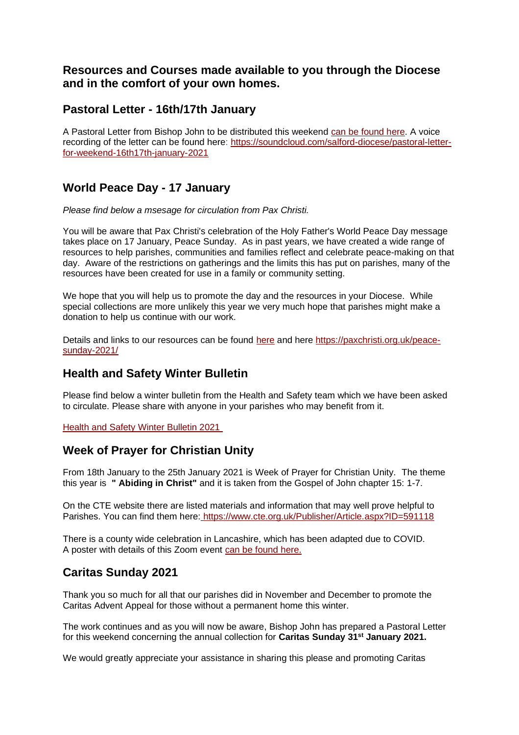## Resources and Courses made available to you through the Diocese and in the comfort of your own homes.

## Pastoral Letter - 16th/17th January

A Pastoral Letter from Bishop John to be distributed this weekend can be found here. A voice recording of the letter can be found here: https://soundcloud.com/salford-diocese/pastoral-letter-for-weekend-16th17th-january-2021

## World Peace Day - 17 January

*Please find below a msesage for circulation from Pax Christi.*

You will be aware that Pax Christi's celebration of the Holy Father's World Peace Day message takes place on 17 January, Peace Sunday. As in past years, we have created a wide range of resources to help parishes, communities and families reflect and celebrate peace-making on that day. Aware of the restrictions on gatherings and the limits this has put on parishes, many of the resources have been created for use in a family or community setting.

We hope that you will help us to promote the day and the resources in your Diocese. While special collections are more unlikely this year we very much hope that parishes might make a donation to help us continue with our work.

Details and links to our resources can be found here and here https://paxchristi.org.uk/peace-sunday-2021/

## Health and Safety Winter Bulletin

Please find below a winter bulletin from the Health and Safety team which we have been asked to circulate. Please share with anyone in your parishes who may benefit from it.

Health and Safety Winter Bulletin 2021

## Week of Prayer for Christian Unity

From 18th January to the 25th January 2021 is Week of Prayer for Christian Unity. The theme this year is **" Abiding in Christ"** and it is taken from the Gospel of John chapter 15: 1-7.

On the CTE website there are listed materials and information that may well prove helpful to Parishes. You can find them here: https://www.cte.org.uk/Publisher/Article.aspx?ID=591118

There is a county wide celebration in Lancashire, which has been adapted due to COVID. A poster with details of this Zoom event can be found here.

## Caritas Sunday 2021

Thank you so much for all that our parishes did in November and December to promote the Caritas Advent Appeal for those without a permanent home this winter.

The work continues and as you will now be aware, Bishop John has prepared a Pastoral Letter for this weekend concerning the annual collection for **Caritas Sunday 31st January 2021.**

We would greatly appreciate your assistance in sharing this please and promoting Caritas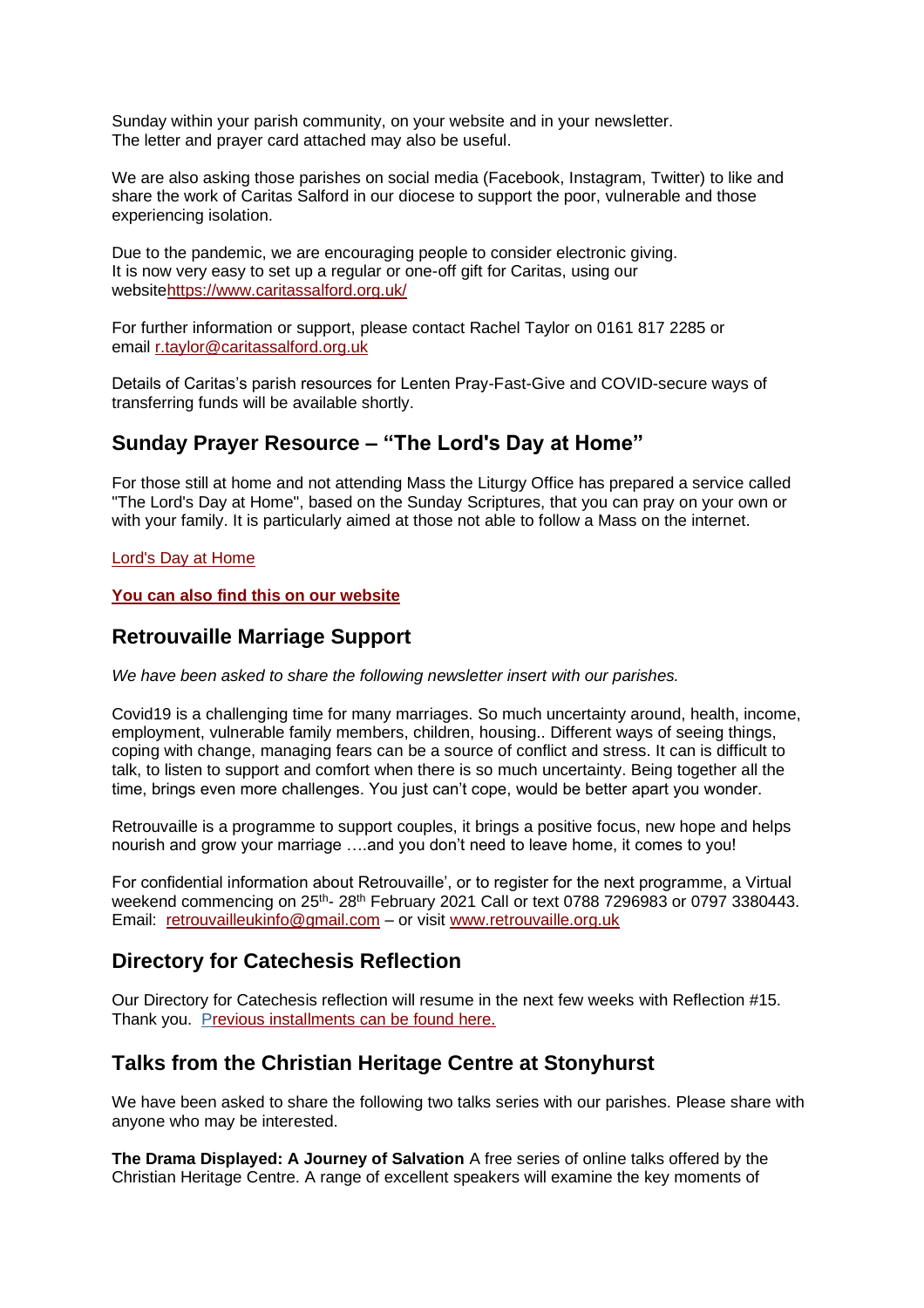Sunday within your parish community, on your website and in your newsletter.
The letter and prayer card attached may also be useful.

We are also asking those parishes on social media (Facebook, Instagram, Twitter) to like and share the work of Caritas Salford in our diocese to support the poor, vulnerable and those experiencing isolation.

Due to the pandemic, we are encouraging people to consider electronic giving.
It is now very easy to set up a regular or one-off gift for Caritas, using our websitehttps://www.caritassalford.org.uk/

For further information or support, please contact Rachel Taylor on 0161 817 2285 or email r.taylor@caritassalford.org.uk

Details of Caritas's parish resources for Lenten Pray-Fast-Give and COVID-secure ways of transferring funds will be available shortly.

## Sunday Prayer Resource – "The Lord's Day at Home"

For those still at home and not attending Mass the Liturgy Office has prepared a service called "The Lord's Day at Home", based on the Sunday Scriptures, that you can pray on your own or with your family. It is particularly aimed at those not able to follow a Mass on the internet.

Lord's Day at Home

**You can also find this on our website**

## Retrouvaille Marriage Support

*We have been asked to share the following newsletter insert with our parishes.*

Covid19 is a challenging time for many marriages. So much uncertainty around, health, income, employment, vulnerable family members, children, housing.. Different ways of seeing things, coping with change, managing fears can be a source of conflict and stress. It can is difficult to talk, to listen to support and comfort when there is so much uncertainty. Being together all the time, brings even more challenges. You just can't cope, would be better apart you wonder.

Retrouvaille is a programme to support couples, it brings a positive focus, new hope and helps nourish and grow your marriage ….and you don't need to leave home, it comes to you!

For confidential information about Retrouvaille', or to register for the next programme, a Virtual weekend commencing on 25th- 28th February 2021 Call or text 0788 7296983 or 0797 3380443. Email: retrouvailleukinfo@gmail.com – or visit www.retrouvaille.org.uk

## Directory for Catechesis Reflection

Our Directory for Catechesis reflection will resume in the next few weeks with Reflection #15. Thank you. Previous installments can be found here.

## Talks from the Christian Heritage Centre at Stonyhurst

We have been asked to share the following two talks series with our parishes. Please share with anyone who may be interested.

**The Drama Displayed: A Journey of Salvation** A free series of online talks offered by the Christian Heritage Centre. A range of excellent speakers will examine the key moments of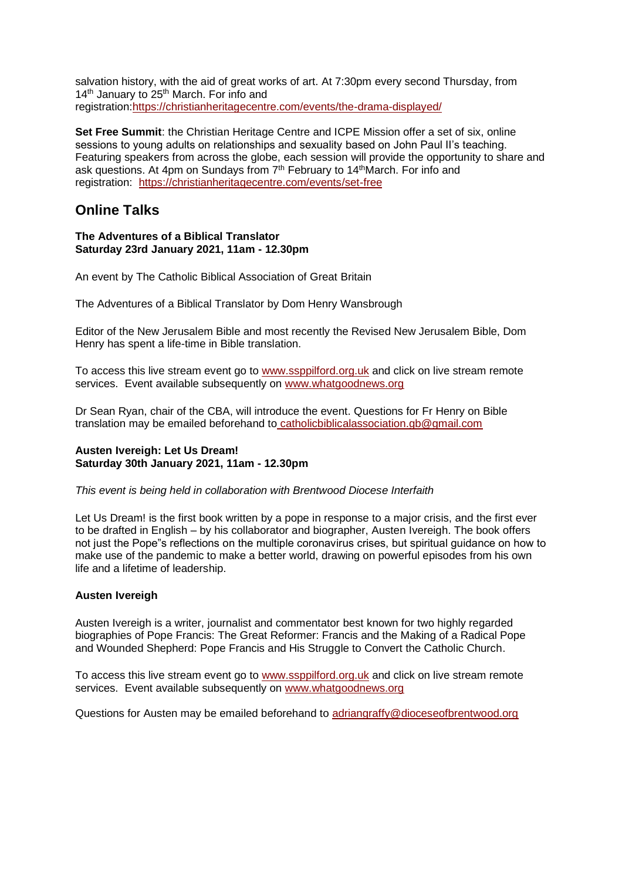salvation history, with the aid of great works of art. At 7:30pm every second Thursday, from 14th January to 25th March. For info and registration:https://christianheritagecentre.com/events/the-drama-displayed/

**Set Free Summit**: the Christian Heritage Centre and ICPE Mission offer a set of six, online sessions to young adults on relationships and sexuality based on John Paul II's teaching. Featuring speakers from across the globe, each session will provide the opportunity to share and ask questions. At 4pm on Sundays from 7th February to 14thMarch. For info and registration: https://christianheritagecentre.com/events/set-free

## Online Talks

**The Adventures of a Biblical Translator**
**Saturday 23rd January 2021, 11am - 12.30pm**

An event by The Catholic Biblical Association of Great Britain

The Adventures of a Biblical Translator by Dom Henry Wansbrough

Editor of the New Jerusalem Bible and most recently the Revised New Jerusalem Bible, Dom Henry has spent a life-time in Bible translation.

To access this live stream event go to www.ssppilford.org.uk and click on live stream remote services. Event available subsequently on www.whatgoodnews.org

Dr Sean Ryan, chair of the CBA, will introduce the event. Questions for Fr Henry on Bible translation may be emailed beforehand to catholicbiblicalassociation.gb@gmail.com

**Austen Ivereigh: Let Us Dream!**
**Saturday 30th January 2021, 11am - 12.30pm**

*This event is being held in collaboration with Brentwood Diocese Interfaith*

Let Us Dream! is the first book written by a pope in response to a major crisis, and the first ever to be drafted in English – by his collaborator and biographer, Austen Ivereigh. The book offers not just the Pope"s reflections on the multiple coronavirus crises, but spiritual guidance on how to make use of the pandemic to make a better world, drawing on powerful episodes from his own life and a lifetime of leadership.

**Austen Ivereigh**

Austen Ivereigh is a writer, journalist and commentator best known for two highly regarded biographies of Pope Francis: The Great Reformer: Francis and the Making of a Radical Pope and Wounded Shepherd: Pope Francis and His Struggle to Convert the Catholic Church.

To access this live stream event go to www.ssppilford.org.uk and click on live stream remote services. Event available subsequently on www.whatgoodnews.org

Questions for Austen may be emailed beforehand to adriangraffy@dioceseofbrentwood.org